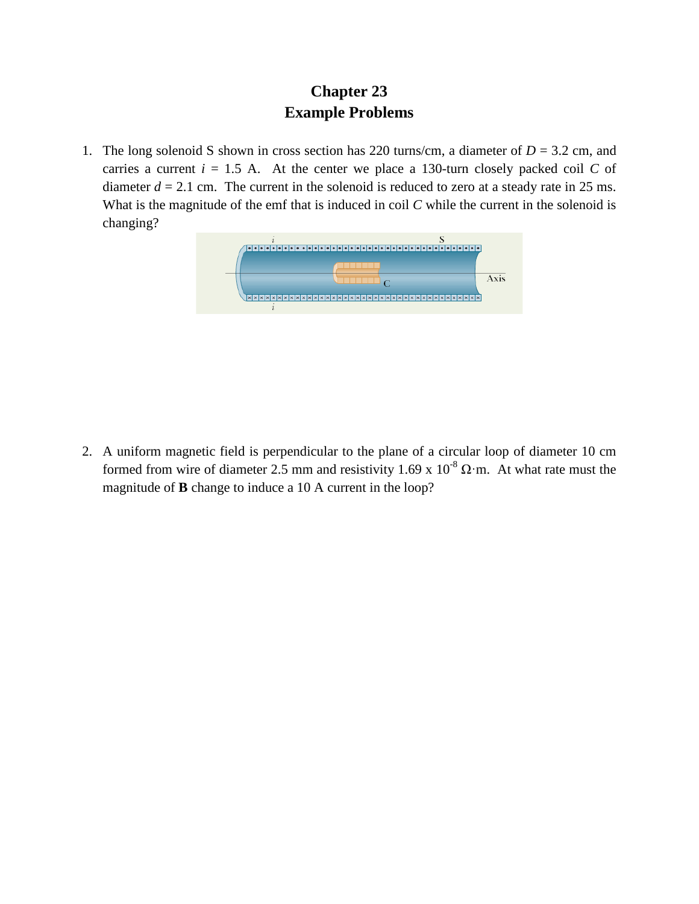# Chapter 23
# Example Problems

1. The long solenoid S shown in cross section has 220 turns/cm, a diameter of $D$ = 3.2 cm, and carries a current $i$ = 1.5 A. At the center we place a 130-turn closely packed coil $C$ of diameter $d$ = 2.1 cm. The current in the solenoid is reduced to zero at a steady rate in 25 ms. What is the magnitude of the emf that is induced in coil $C$ while the current in the solenoid is changing?

2. A uniform magnetic field is perpendicular to the plane of a circular loop of diameter 10 cm formed from wire of diameter 2.5 mm and resistivity $1.69 \times 10^{-8}\ \Omega\cdot$m. At what rate must the magnitude of **B** change to induce a 10 A current in the loop?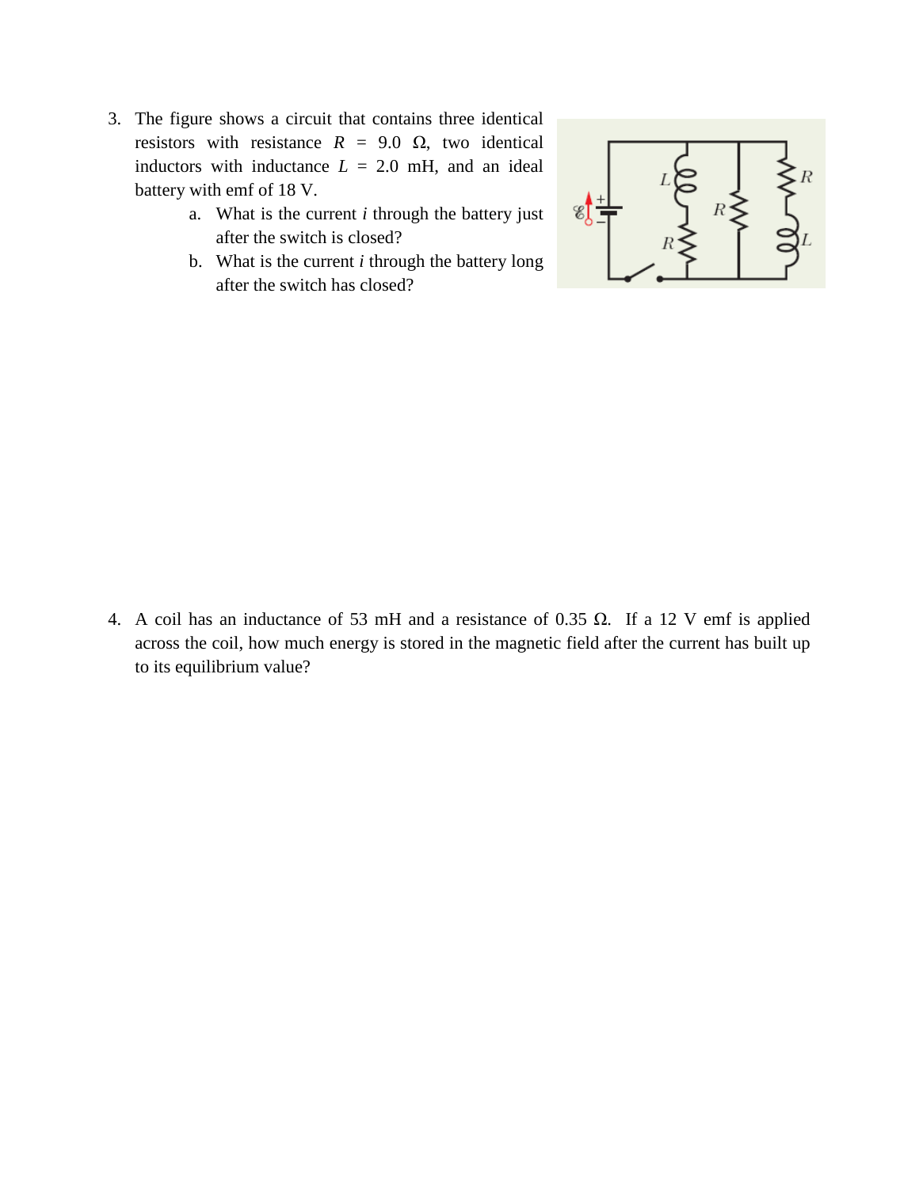3. The figure shows a circuit that contains three identical resistors with resistance $R = 9.0\ \Omega$, two identical inductors with inductance $L = 2.0$ mH, and an ideal battery with emf of 18 V.
   a. What is the current $i$ through the battery just after the switch is closed?
   b. What is the current $i$ through the battery long after the switch has closed?

4. A coil has an inductance of 53 mH and a resistance of $0.35\ \Omega$. If a 12 V emf is applied across the coil, how much energy is stored in the magnetic field after the current has built up to its equilibrium value?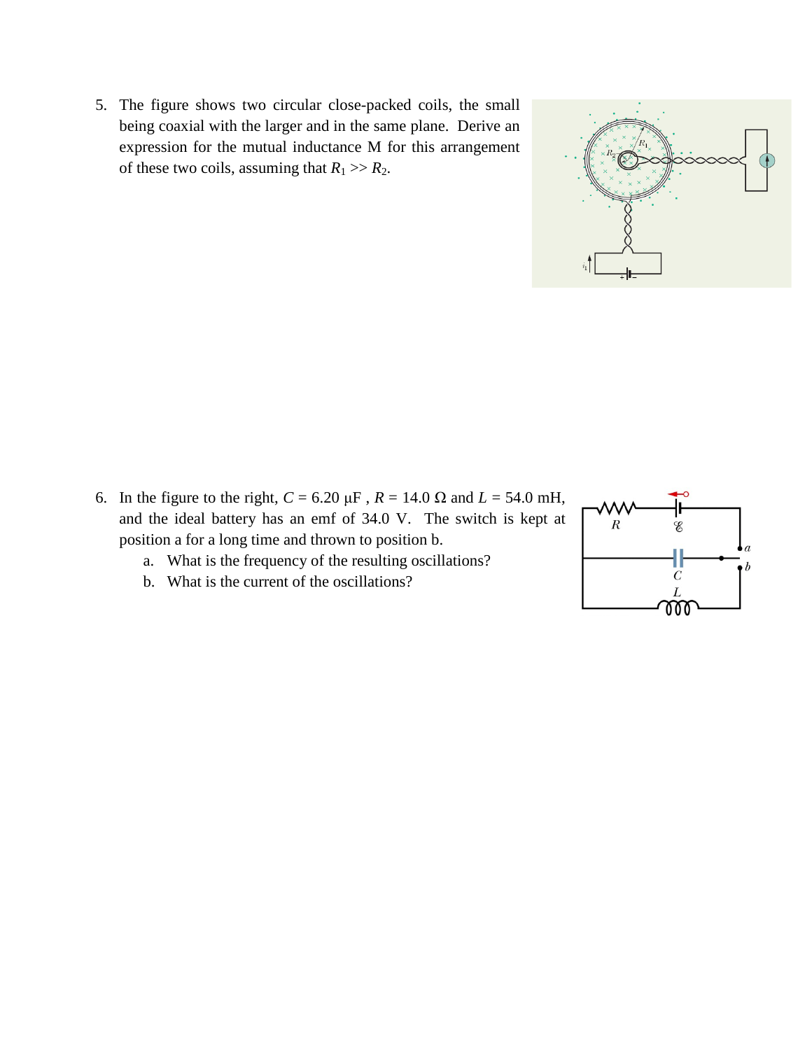5. The figure shows two circular close-packed coils, the small being coaxial with the larger and in the same plane. Derive an expression for the mutual inductance M for this arrangement of these two coils, assuming that $R_1 >> R_2$.

6. In the figure to the right, $C = 6.20$ μF , $R = 14.0$ Ω and $L = 54.0$ mH, and the ideal battery has an emf of 34.0 V. The switch is kept at position a for a long time and thrown to position b.
   a. What is the frequency of the resulting oscillations?
   b. What is the current of the oscillations?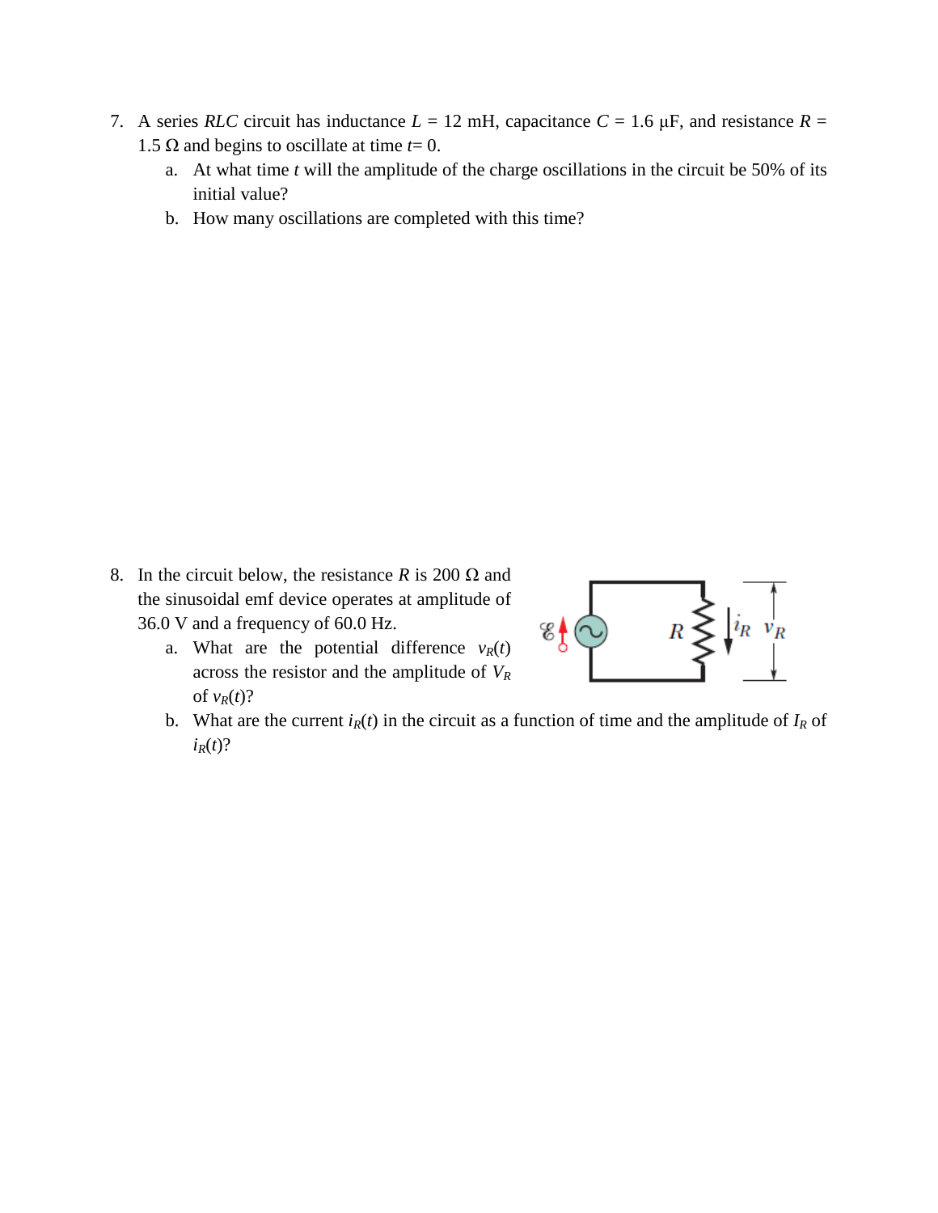7. A series *RLC* circuit has inductance $L$ = 12 mH, capacitance $C$ = 1.6 μF, and resistance $R$ = 1.5 Ω and begins to oscillate at time $t$= 0.
   a. At what time $t$ will the amplitude of the charge oscillations in the circuit be 50% of its initial value?
   b. How many oscillations are completed with this time?

8. In the circuit below, the resistance $R$ is 200 Ω and the sinusoidal emf device operates at amplitude of 36.0 V and a frequency of 60.0 Hz.
   a. What are the potential difference $v_R(t)$ across the resistor and the amplitude of $V_R$ of $v_R(t)$?
   b. What are the current $i_R(t)$ in the circuit as a function of time and the amplitude of $I_R$ of $i_R(t)$?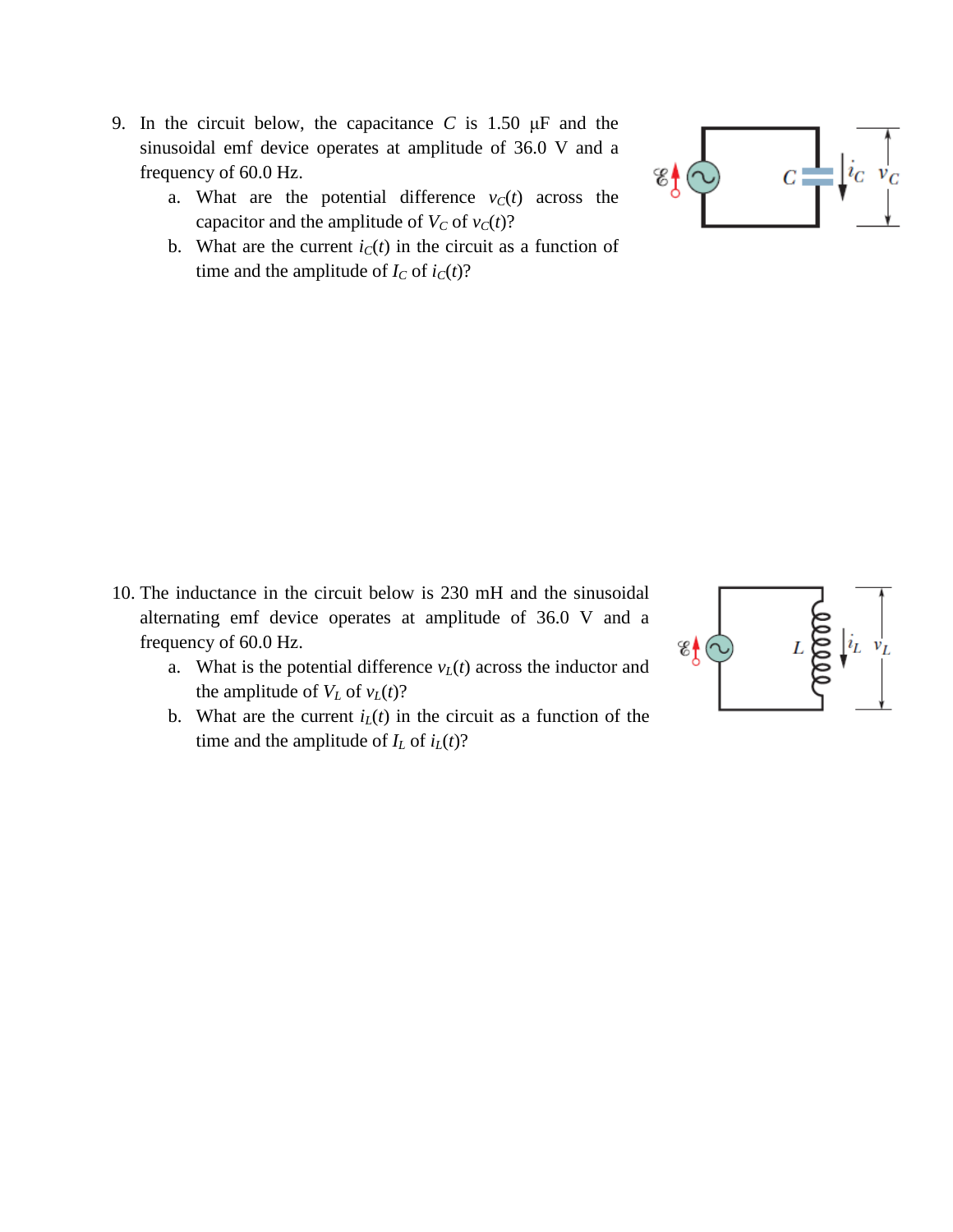9. In the circuit below, the capacitance $C$ is 1.50 μF and the sinusoidal emf device operates at amplitude of 36.0 V and a frequency of 60.0 Hz.
   a. What are the potential difference $v_C(t)$ across the capacitor and the amplitude of $V_C$ of $v_C(t)$?
   b. What are the current $i_C(t)$ in the circuit as a function of time and the amplitude of $I_C$ of $i_C(t)$?

10. The inductance in the circuit below is 230 mH and the sinusoidal alternating emf device operates at amplitude of 36.0 V and a frequency of 60.0 Hz.
    a. What is the potential difference $v_L(t)$ across the inductor and the amplitude of $V_L$ of $v_L(t)$?
    b. What are the current $i_L(t)$ in the circuit as a function of the time and the amplitude of $I_L$ of $i_L(t)$?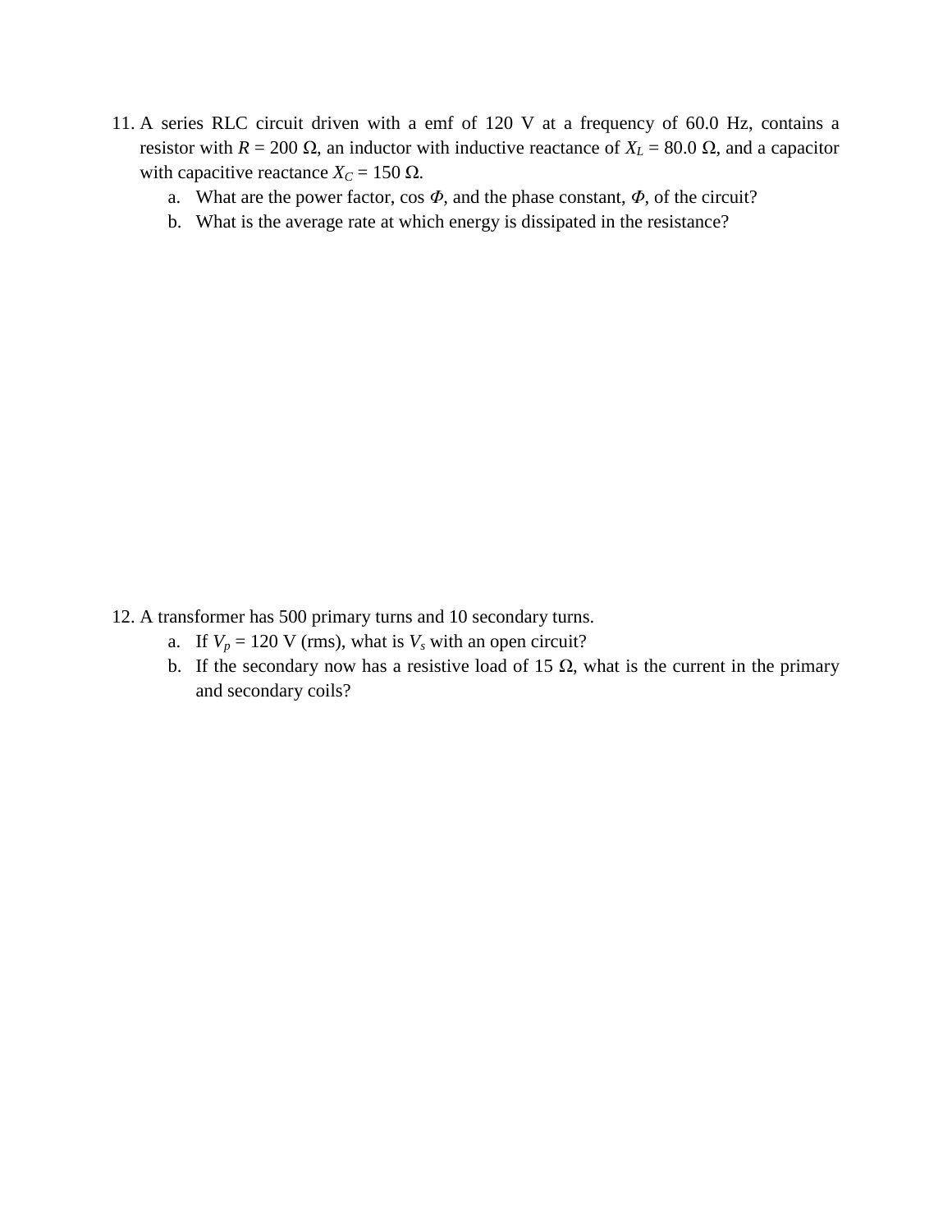11. A series RLC circuit driven with a emf of 120 V at a frequency of 60.0 Hz, contains a resistor with $R = 200\ \Omega$, an inductor with inductive reactance of $X_L = 80.0\ \Omega$, and a capacitor with capacitive reactance $X_C = 150\ \Omega$.
    a. What are the power factor, $\cos \Phi$, and the phase constant, $\Phi$, of the circuit?
    b. What is the average rate at which energy is dissipated in the resistance?

12. A transformer has 500 primary turns and 10 secondary turns.
    a. If $V_p = 120$ V (rms), what is $V_s$ with an open circuit?
    b. If the secondary now has a resistive load of $15\ \Omega$, what is the current in the primary and secondary coils?